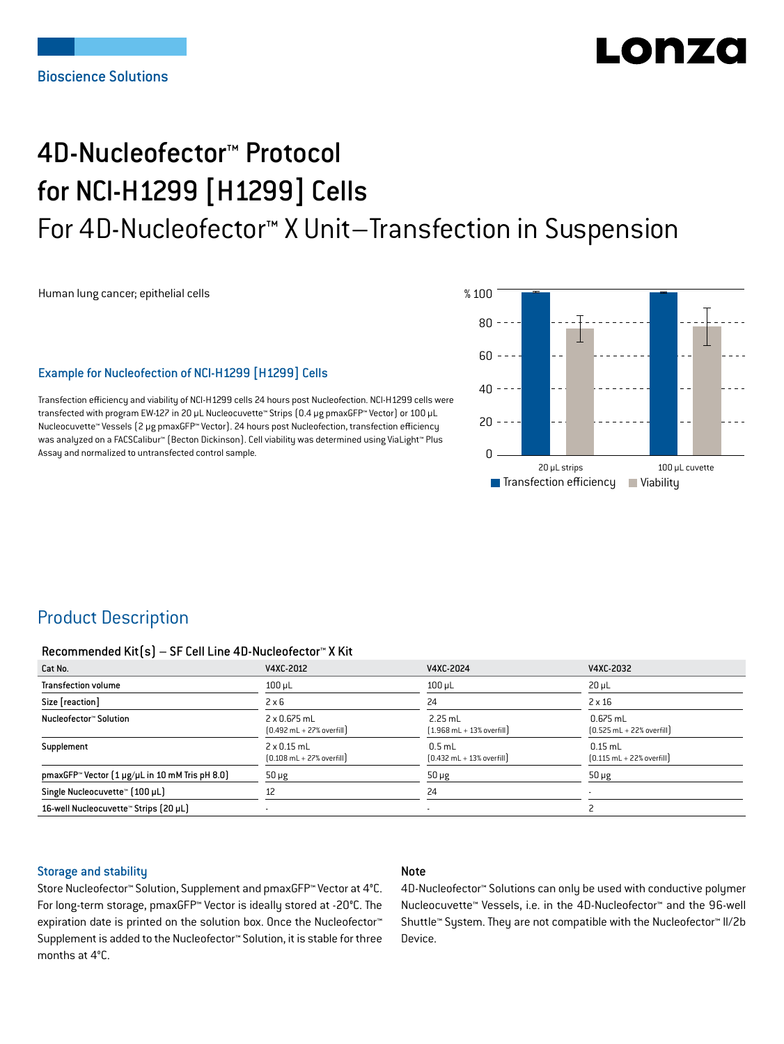Bioscience Solutions

Lonza

# 4D-Nucleofector™ Protocol for NCI-H1299 [H1299] Cells

## For 4D-Nucleofector™ X Unit—Transfection in Suspension

Human lung cancer; epithelial cells

### Example for Nucleofection of NCI-H1299 [H1299] Cells

Transfection efficiency and viability of NCI-H1299 cells 24 hours post Nucleofection. NCI-H1299 cells were transfected with program EW-127 in 20 µL Nucleocuvette™ Strips (0.4 µg pmaxGFP™ Vector) or 100 µL Nucleocuvette™ Vessels (2 µg pmaxGFP™ Vector). 24 hours post Nucleofection, transfection efficiency was analyzed on a FACSCalibur™ (Becton Dickinson). Cell viability was determined using ViaLight™ Plus Assay and normalized to untransfected control sample.

## Product Description

### Recommended Kit(s) – SF Cell Line 4D-Nucleofector™ X Kit

| Cat No. | V4XC-2012 | V4XC-2024 | V4XC-2032 |
|---|---|---|---|
| Transfection volume | 100 µL | 100 µL | 20 µL |
| Size [reaction] | 2 x 6 | 24 | 2 x 16 |
| Nucleofector™ Solution | 2 x 0.675 mL (0.492 mL + 27% overfill) | 2.25 mL (1.968 mL + 13% overfill) | 0.675 mL (0.525 mL + 22% overfill) |
| Supplement | 2 x 0.15 mL (0.108 mL + 27% overfill) | 0.5 mL (0.432 mL + 13% overfill) | 0.15 mL (0.115 mL + 22% overfill) |
| pmaxGFP™ Vector (1 µg/µL in 10 mM Tris pH 8.0) | 50 µg | 50 µg | 50 µg |
| Single Nucleocuvette™ (100 µL) | 12 | 24 | - |
| 16-well Nucleocuvette™ Strips (20 µL) | - | - | 2 |

### Storage and stability

Store Nucleofector™ Solution, Supplement and pmaxGFP™ Vector at 4°C. For long-term storage, pmaxGFP™ Vector is ideally stored at -20°C. The expiration date is printed on the solution box. Once the Nucleofector™ Supplement is added to the Nucleofector™ Solution, it is stable for three months at 4°C.

### Note

4D-Nucleofector™ Solutions can only be used with conductive polymer Nucleocuvette™ Vessels, i.e. in the 4D-Nucleofector™ and the 96-well Shuttle™ System. They are not compatible with the Nucleofector™ II/2b Device.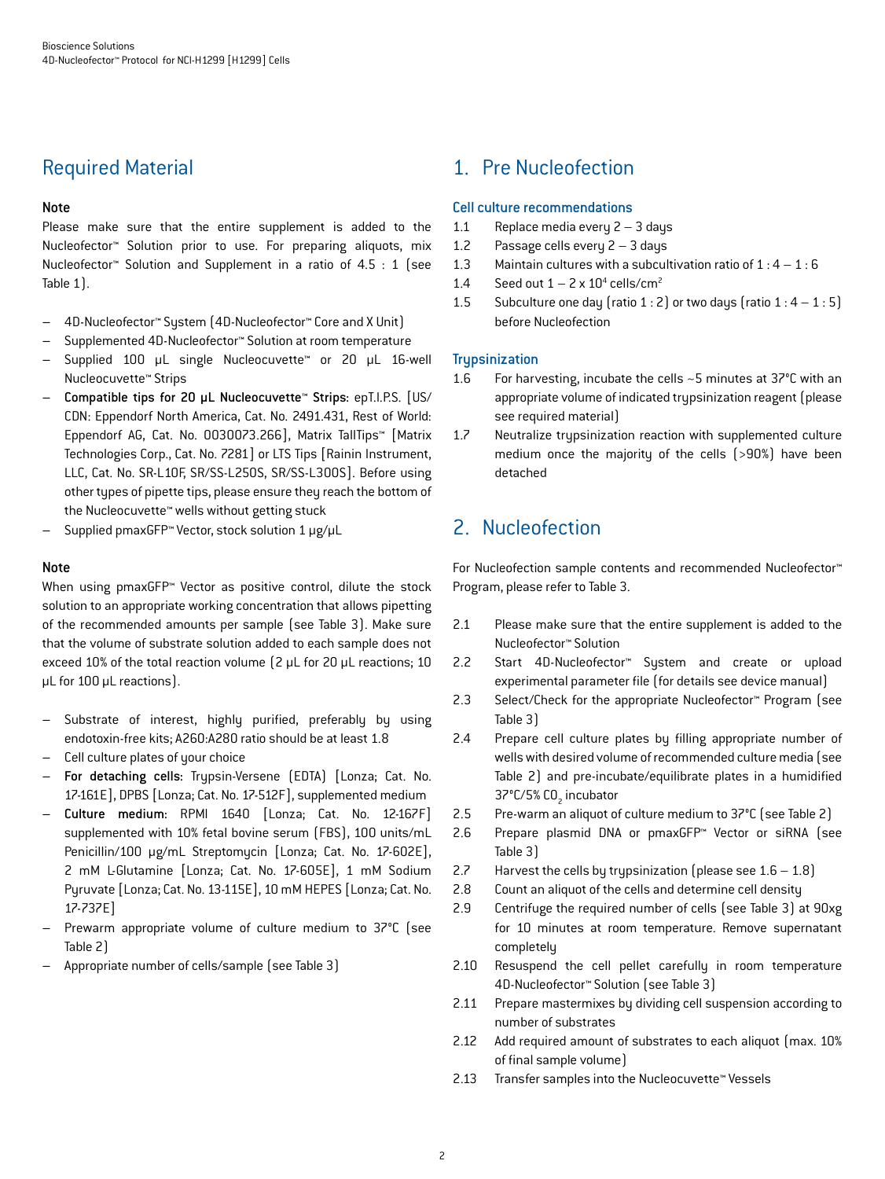## Required Material

**Note**

Please make sure that the entire supplement is added to the Nucleofector™ Solution prior to use. For preparing aliquots, mix Nucleofector™ Solution and Supplement in a ratio of 4.5 : 1 (see Table 1).

- 4D-Nucleofector™ System (4D-Nucleofector™ Core and X Unit)
- Supplemented 4D-Nucleofector™ Solution at room temperature
- Supplied 100 µL single Nucleocuvette™ or 20 µL 16-well Nucleocuvette™ Strips
- **Compatible tips for 20 µL Nucleocuvette™ Strips:** epT.I.P.S. [US/CDN: Eppendorf North America, Cat. No. 2491.431, Rest of World: Eppendorf AG, Cat. No. 0030073.266], Matrix TallTips™ [Matrix Technologies Corp., Cat. No. 7281] or LTS Tips [Rainin Instrument, LLC, Cat. No. SR-L10F, SR/SS-L250S, SR/SS-L300S]. Before using other types of pipette tips, please ensure they reach the bottom of the Nucleocuvette™ wells without getting stuck
- Supplied pmaxGFP™ Vector, stock solution 1 µg/µL

**Note**

When using pmaxGFP™ Vector as positive control, dilute the stock solution to an appropriate working concentration that allows pipetting of the recommended amounts per sample (see Table 3). Make sure that the volume of substrate solution added to each sample does not exceed 10% of the total reaction volume (2 µL for 20 µL reactions; 10 µL for 100 µL reactions).

- Substrate of interest, highly purified, preferably by using endotoxin-free kits; A260:A280 ratio should be at least 1.8
- Cell culture plates of your choice
- **For detaching cells:** Trypsin-Versene (EDTA) [Lonza; Cat. No. 17-161E], DPBS [Lonza; Cat. No. 17-512F], supplemented medium
- **Culture medium:** RPMI 1640 [Lonza; Cat. No. 12-167F] supplemented with 10% fetal bovine serum (FBS), 100 units/mL Penicillin/100 µg/mL Streptomycin [Lonza; Cat. No. 17-602E], 2 mM L-Glutamine [Lonza; Cat. No. 17-605E], 1 mM Sodium Pyruvate [Lonza; Cat. No. 13-115E], 10 mM HEPES [Lonza; Cat. No. 17-737E]
- Prewarm appropriate volume of culture medium to 37°C (see Table 2)
- Appropriate number of cells/sample (see Table 3)

## 1. Pre Nucleofection

### Cell culture recommendations

1.1 Replace media every 2 – 3 days

1.2 Passage cells every 2 – 3 days

1.3 Maintain cultures with a subcultivation ratio of 1 : 4 – 1 : 6

1.4 Seed out 1 – 2 x $10^4$ cells/cm$^2$

1.5 Subculture one day (ratio 1 : 2) or two days (ratio 1 : 4 – 1 : 5) before Nucleofection

### Trypsinization

1.6 For harvesting, incubate the cells ~5 minutes at 37°C with an appropriate volume of indicated trypsinization reagent (please see required material)

1.7 Neutralize trypsinization reaction with supplemented culture medium once the majority of the cells (>90%) have been detached

## 2. Nucleofection

For Nucleofection sample contents and recommended Nucleofector™ Program, please refer to Table 3.

2.1 Please make sure that the entire supplement is added to the Nucleofector™ Solution

2.2 Start 4D-Nucleofector™ System and create or upload experimental parameter file (for details see device manual)

2.3 Select/Check for the appropriate Nucleofector™ Program (see Table 3)

2.4 Prepare cell culture plates by filling appropriate number of wells with desired volume of recommended culture media (see Table 2) and pre-incubate/equilibrate plates in a humidified 37°C/5% $CO_2$ incubator

2.5 Pre-warm an aliquot of culture medium to 37°C (see Table 2)

2.6 Prepare plasmid DNA or pmaxGFP™ Vector or siRNA (see Table 3)

2.7 Harvest the cells by trypsinization (please see 1.6 – 1.8)

2.8 Count an aliquot of the cells and determine cell density

2.9 Centrifuge the required number of cells (see Table 3) at 90xg for 10 minutes at room temperature. Remove supernatant completely

2.10 Resuspend the cell pellet carefully in room temperature 4D-Nucleofector™ Solution (see Table 3)

2.11 Prepare mastermixes by dividing cell suspension according to number of substrates

2.12 Add required amount of substrates to each aliquot (max. 10% of final sample volume)

2.13 Transfer samples into the Nucleocuvette™ Vessels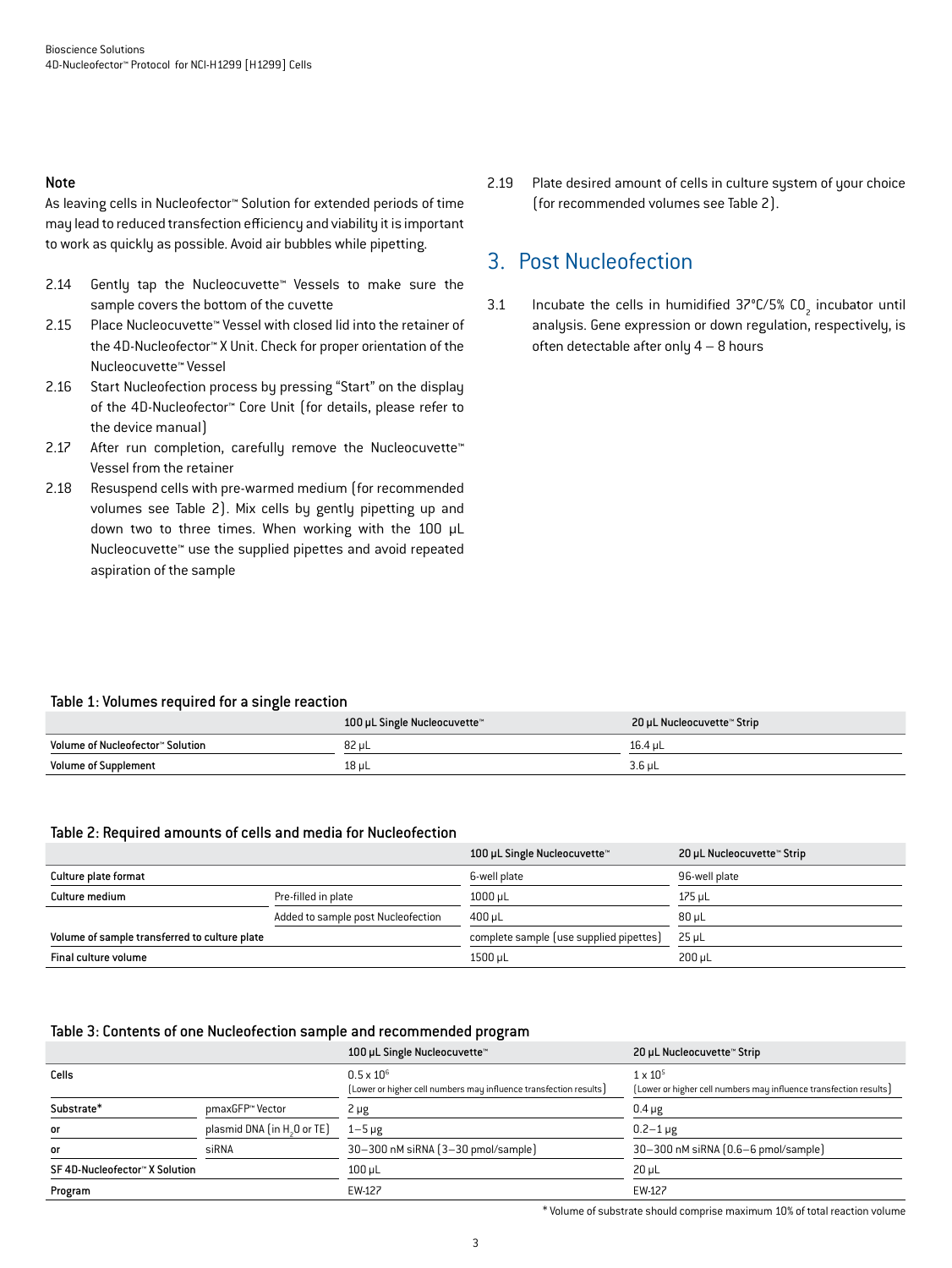**Note**

As leaving cells in Nucleofector™ Solution for extended periods of time may lead to reduced transfection efficiency and viability it is important to work as quickly as possible. Avoid air bubbles while pipetting.

2.14 Gently tap the Nucleocuvette™ Vessels to make sure the sample covers the bottom of the cuvette

2.15 Place Nucleocuvette™ Vessel with closed lid into the retainer of the 4D-Nucleofector™ X Unit. Check for proper orientation of the Nucleocuvette™ Vessel

2.16 Start Nucleofection process by pressing "Start" on the display of the 4D-Nucleofector™ Core Unit (for details, please refer to the device manual)

2.17 After run completion, carefully remove the Nucleocuvette™ Vessel from the retainer

2.18 Resuspend cells with pre-warmed medium (for recommended volumes see Table 2). Mix cells by gently pipetting up and down two to three times. When working with the 100 µL Nucleocuvette™ use the supplied pipettes and avoid repeated aspiration of the sample

2.19 Plate desired amount of cells in culture system of your choice (for recommended volumes see Table 2).

## 3. Post Nucleofection

3.1 Incubate the cells in humidified 37°C/5% $CO_2$ incubator until analysis. Gene expression or down regulation, respectively, is often detectable after only 4 – 8 hours

**Table 1: Volumes required for a single reaction**

| | 100 µL Single Nucleocuvette™ | 20 µL Nucleocuvette™ Strip |
|---|---|---|
| Volume of Nucleofector™ Solution | 82 µL | 16.4 µL |
| Volume of Supplement | 18 µL | 3.6 µL |

**Table 2: Required amounts of cells and media for Nucleofection**

| | | 100 µL Single Nucleocuvette™ | 20 µL Nucleocuvette™ Strip |
|---|---|---|---|
| Culture plate format | | 6-well plate | 96-well plate |
| Culture medium | Pre-filled in plate | 1000 µL | 175 µL |
| | Added to sample post Nucleofection | 400 µL | 80 µL |
| Volume of sample transferred to culture plate | | complete sample (use supplied pipettes) | 25 µL |
| Final culture volume | | 1500 µL | 200 µL |

**Table 3: Contents of one Nucleofection sample and recommended program**

| | | 100 µL Single Nucleocuvette™ | 20 µL Nucleocuvette™ Strip |
|---|---|---|---|
| Cells | | $0.5 \times 10^6$ (Lower or higher cell numbers may influence transfection results) | $1 \times 10^5$ (Lower or higher cell numbers may influence transfection results) |
| Substrate* | pmaxGFP™ Vector | 2 µg | 0.4 µg |
| or | plasmid DNA (in $H_2O$ or TE) | 1–5 µg | 0.2–1 µg |
| or | siRNA | 30–300 nM siRNA (3–30 pmol/sample) | 30–300 nM siRNA (0.6–6 pmol/sample) |
| SF 4D-Nucleofector™ X Solution | | 100 µL | 20 µL |
| Program | | EW-127 | EW-127 |

\* Volume of substrate should comprise maximum 10% of total reaction volume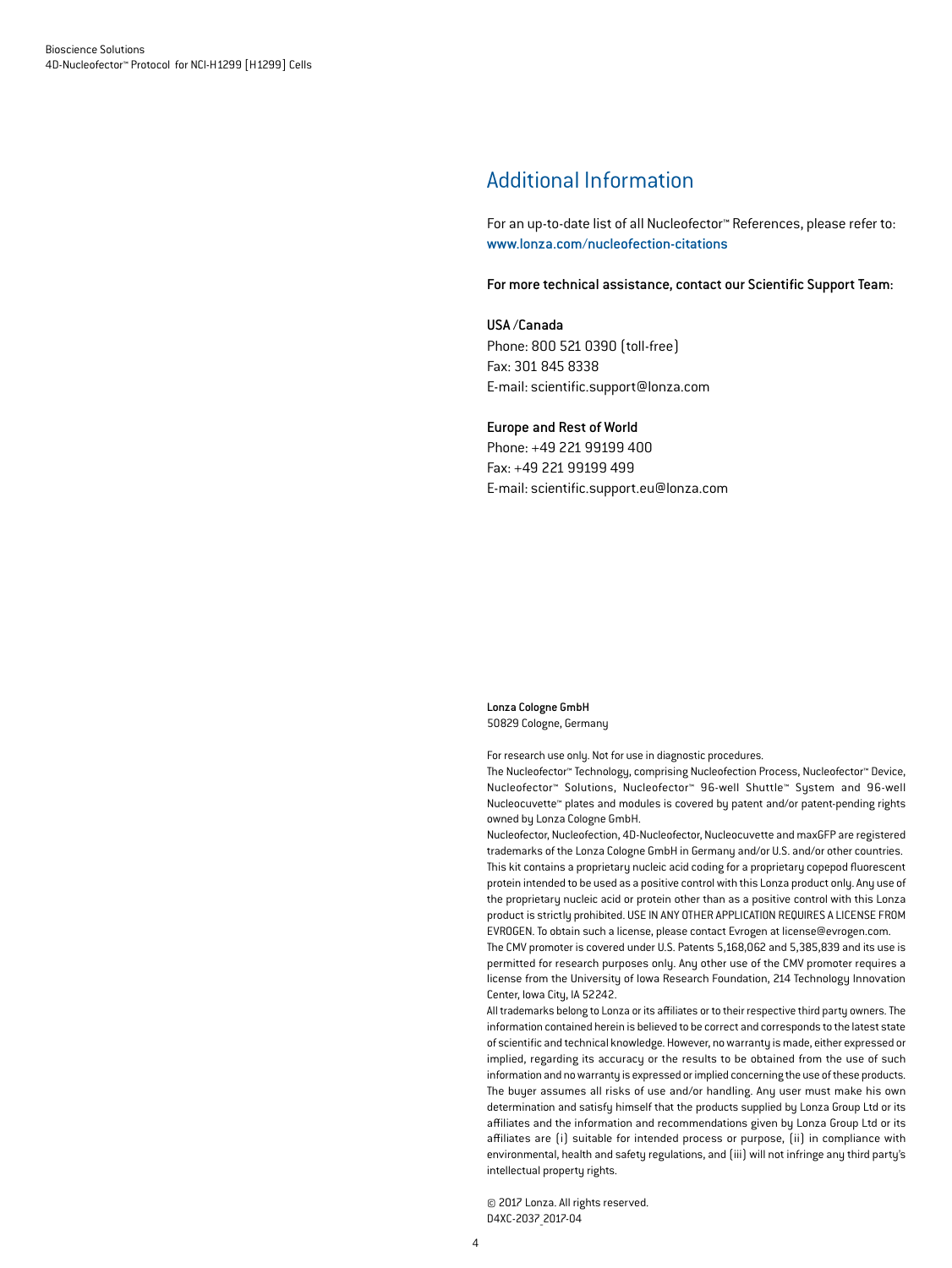## Additional Information

For an up-to-date list of all Nucleofector™ References, please refer to:
www.lonza.com/nucleofection-citations

**For more technical assistance, contact our Scientific Support Team:**

**USA /Canada**
Phone: 800 521 0390 (toll-free)
Fax: 301 845 8338
E-mail: scientific.support@lonza.com

**Europe and Rest of World**
Phone: +49 221 99199 400
Fax: +49 221 99199 499
E-mail: scientific.support.eu@lonza.com

**Lonza Cologne GmbH**
50829 Cologne, Germany

For research use only. Not for use in diagnostic procedures.
The Nucleofector™ Technology, comprising Nucleofection Process, Nucleofector™ Device, Nucleofector™ Solutions, Nucleofector™ 96-well Shuttle™ System and 96-well Nucleocuvette™ plates and modules is covered by patent and/or patent-pending rights owned by Lonza Cologne GmbH.
Nucleofector, Nucleofection, 4D-Nucleofector, Nucleocuvette and maxGFP are registered trademarks of the Lonza Cologne GmbH in Germany and/or U.S. and/or other countries.
This kit contains a proprietary nucleic acid coding for a proprietary copepod fluorescent protein intended to be used as a positive control with this Lonza product only. Any use of the proprietary nucleic acid or protein other than as a positive control with this Lonza product is strictly prohibited. USE IN ANY OTHER APPLICATION REQUIRES A LICENSE FROM EVROGEN. To obtain such a license, please contact Evrogen at license@evrogen.com.
The CMV promoter is covered under U.S. Patents 5,168,062 and 5,385,839 and its use is permitted for research purposes only. Any other use of the CMV promoter requires a license from the University of Iowa Research Foundation, 214 Technology Innovation Center, Iowa City, IA 52242.
All trademarks belong to Lonza or its affiliates or to their respective third party owners. The information contained herein is believed to be correct and corresponds to the latest state of scientific and technical knowledge. However, no warranty is made, either expressed or implied, regarding its accuracy or the results to be obtained from the use of such information and no warranty is expressed or implied concerning the use of these products. The buyer assumes all risks of use and/or handling. Any user must make his own determination and satisfy himself that the products supplied by Lonza Group Ltd or its affiliates and the information and recommendations given by Lonza Group Ltd or its affiliates are (i) suitable for intended process or purpose, (ii) in compliance with environmental, health and safety regulations, and (iii) will not infringe any third party's intellectual property rights.

© 2017 Lonza. All rights reserved.
D4XC-2037_2017-04